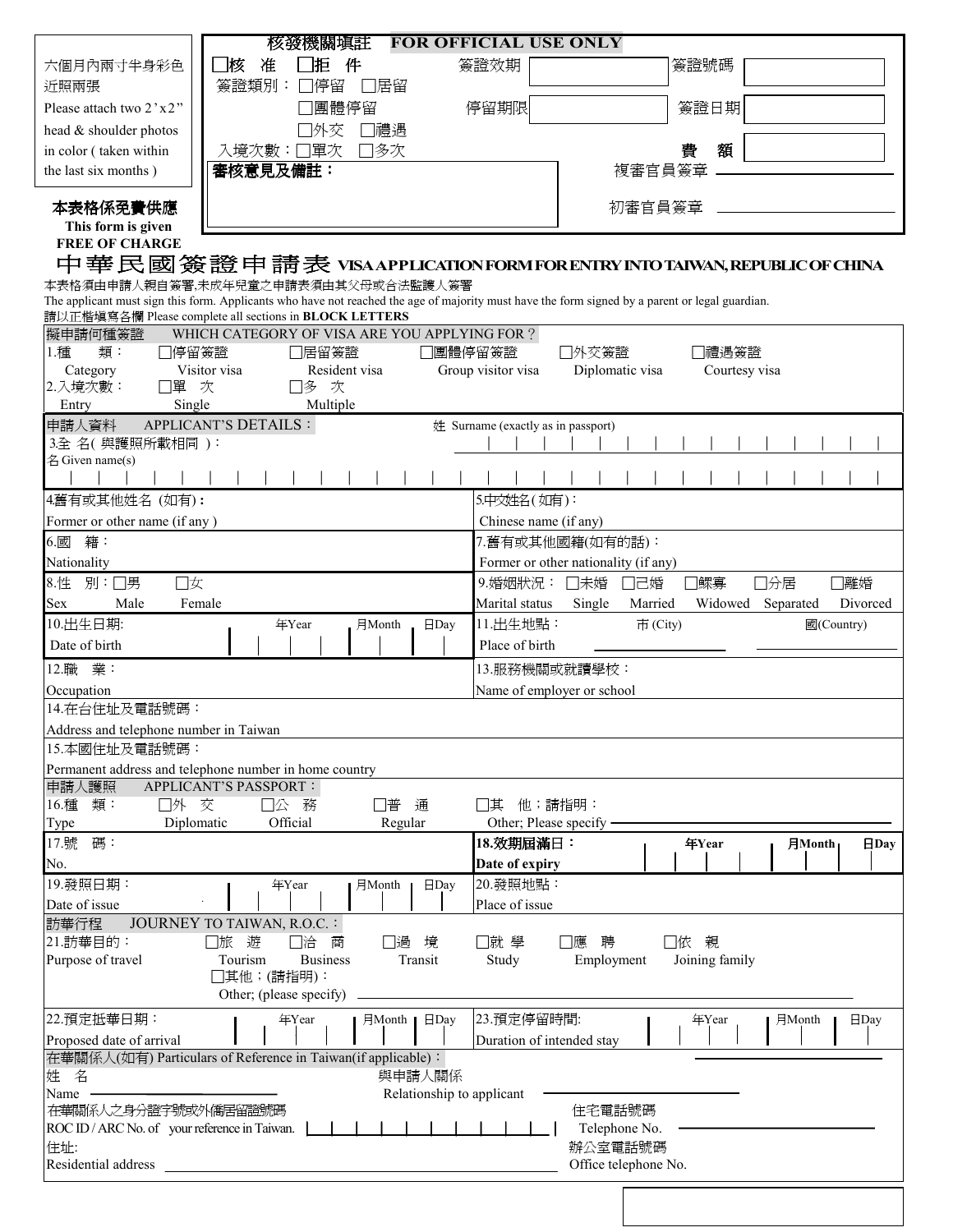| 六個月內兩寸半身彩色近照兩張<br>Please attach two 2'x2" head & shoulder photos in color ( taken within the last six months ) | 核發機關填註 **FOR OFFICIAL USE ONLY** | |
|---|---|---|
| | □核 准 □拒 件<br>簽證類別：□停留 □居留<br>□團體停留<br>□外交 □禮遇<br>入境次數：□單次 □多次 | 簽證效期 ____ 簽證號碼 ____<br>停留期限 ____ 簽證日期 ____<br>費 額 ____ |
| | **審核意見及備註：** | 複審官員簽章 ____<br>初審官員簽章 ____ |

**本表格係免費供應**
**This form is given FREE OF CHARGE**

# 中華民國簽證申請表 VISA APPLICATION FORM FOR ENTRY INTO TAIWAN, REPUBLIC OF CHINA

本表格須由申請人親自簽署,未成年兒童之申請表須由其父母或合法監護人簽署
The applicant must sign this form. Applicants who have not reached the age of majority must have the form signed by a parent or legal guardian.
請以正楷填寫各欄 Please complete all sections in **BLOCK LETTERS**

**擬申請何種簽證 WHICH CATEGORY OF VISA ARE YOU APPLYING FOR？**

1.種 類： Category □停留簽證 Visitor visa □居留簽證 Resident visa □團體停留簽證 Group visitor visa □外交簽證 Diplomatic visa □禮遇簽證 Courtesy visa

2.入境次數： Entry □單 次 Single □多 次 Multiple

**申請人資料 APPLICANT'S DETAILS：**

3.全 名( 與護照所載相同 )：
姓 Surname (exactly as in passport) ____
名 Given name(s) ____

| | |
|---|---|
| 4.舊有或其他姓名 (如有)：<br>Former or other name (if any ) | 5.中文姓名( 如有)：<br>Chinese name (if any) |
| 6.國 籍：<br>Nationality | 7.舊有或其他國籍(如有的話)：<br>Former or other nationality (if any) |
| 8.性 別：□男 Male □女 Female<br>Sex | 9.婚姻狀況： □未婚 Single □已婚 Married □鰥寡 Widowed □分居 Separated □離婚 Divorced<br>Marital status |
| 10.出生日期: 年Year 月Month 日Day<br>Date of birth | 11.出生地點： 市 (City) 國(Country)<br>Place of birth |
| 12.職 業：<br>Occupation | 13.服務機關或就讀學校：<br>Name of employer or school |

14.在台住址及電話號碼：
Address and telephone number in Taiwan

15.本國住址及電話號碼：
Permanent address and telephone number in home country

**申請人護照 APPLICANT'S PASSPORT：**

16.種 類： Type □外 交 Diplomatic □公 務 Official □普 通 Regular □其 他；請指明： Other; Please specify ____

| | |
|---|---|
| 17.號 碼：<br>No. | **18.效期屆滿日： 年Year 月Month 日Day**<br>**Date of expiry** |
| 19.發照日期： 年Year 月Month 日Day<br>Date of issue | 20.發照地點：<br>Place of issue |

**訪華行程 JOURNEY TO TAIWAN, R.O.C.：**

21.訪華目的： Purpose of travel □旅 遊 Tourism □洽 商 Business □過 境 Transit □就 學 Study □應 聘 Employment □依 親 Joining family
□其他；(請指明)： Other; (please specify) ____

| | |
|---|---|
| 22.預定抵華日期： 年Year 月Month 日Day<br>Proposed date of arrival | 23.預定停留時間: 年Year 月Month 日Day<br>Duration of intended stay |

**在華關係人(如有) Particulars of Reference in Taiwan(if applicable)：**

姓 名 Name ____ 與申請人關係 Relationship to applicant ____

在華關係人之身分證字號或外僑居留證號碼 ROC ID / ARC No. of your reference in Taiwan. ____ 住宅電話號碼 Telephone No. ____

住址: Residential address ____ 辦公室電話號碼 Office telephone No. ____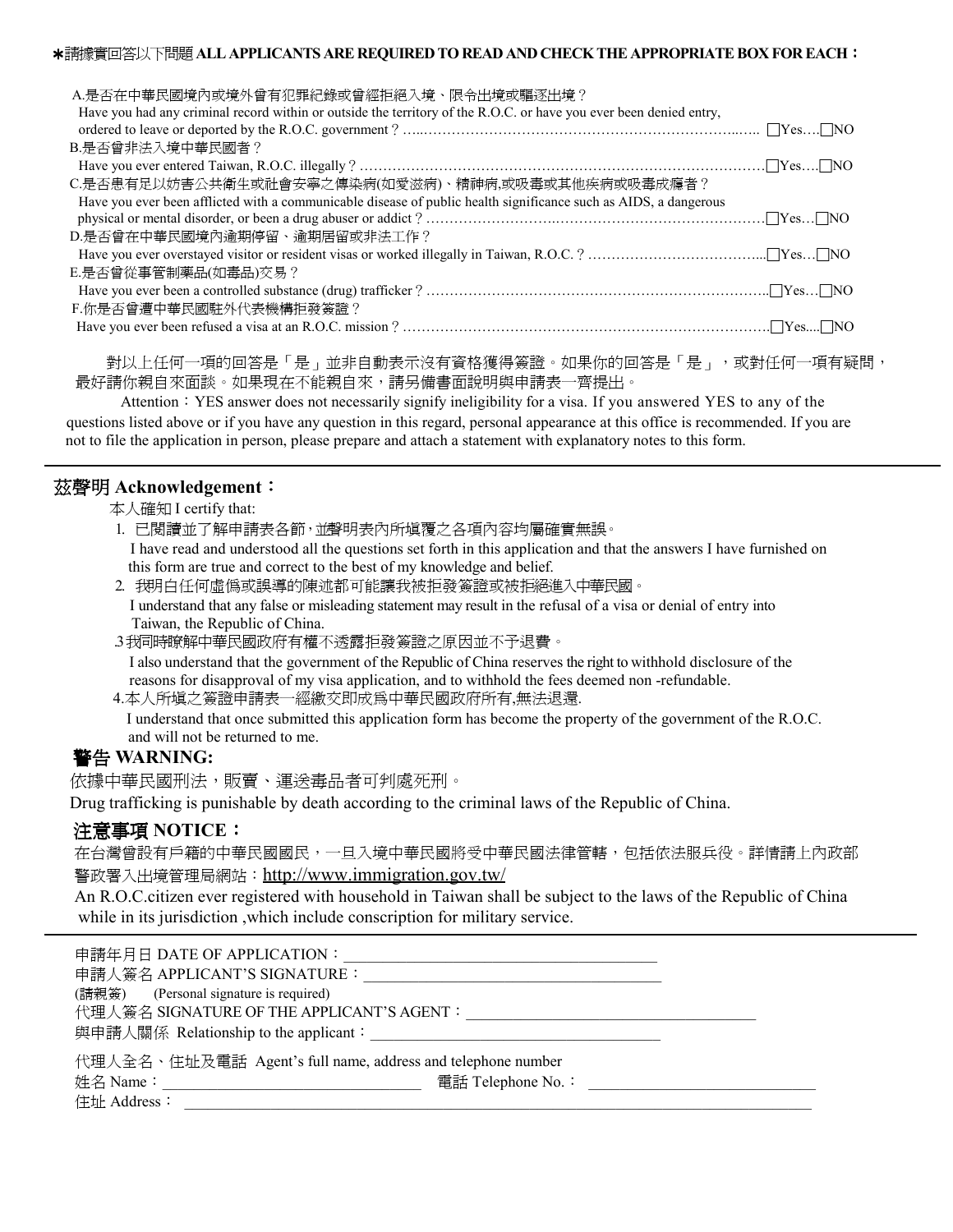*請據實回答以下問題 **ALL APPLICANTS ARE REQUIRED TO READ AND CHECK THE APPROPRIATE BOX FOR EACH：**

A.是否在中華民國境內或境外曾有犯罪紀錄或曾經拒絕入境、限令出境或驅逐出境？
Have you had any criminal record within or outside the territory of the R.O.C. or have you ever been denied entry, ordered to leave or deported by the R.O.C. government？…..……………………………………………………………..….. ☐Yes….☐NO

B.是否曾非法入境中華民國者？
Have you ever entered Taiwan, R.O.C. illegally？………………………………………………………………………………☐Yes….☐NO

C.是否患有足以妨害公共衛生或社會安寧之傳染病(如愛滋病)、精神病,或吸毒或其他疾病或吸毒成癮者？
Have you ever been afflicted with a communicable disease of public health significance such as AIDS, a dangerous physical or mental disorder, or been a drug abuser or addict？……………………….……………………………………☐Yes…☐NO

D.是否曾在中華民國境內逾期停留、逾期居留或非法工作？
Have you ever overstayed visitor or resident visas or worked illegally in Taiwan, R.O.C.？………………………………...☐Yes…☐NO

E.是否曾從事管制藥品(如毒品)交易？
Have you ever been a controlled substance (drug) trafficker？………………………………………………………………..☐Yes…☐NO

F.你是否曾遭中華民國駐外代表機構拒發簽證？
Have you ever been refused a visa at an R.O.C. mission？……………………………………………………………………….☐Yes....☐NO

對以上任何一項的回答是「是」並非自動表示沒有資格獲得簽證。如果你的回答是「是」，或對任何一項有疑問，最好請你親自來面談。如果現在不能親自來，請另備書面說明與申請表一齊提出。

Attention：YES answer does not necessarily signify ineligibility for a visa. If you answered YES to any of the questions listed above or if you have any question in this regard, personal appearance at this office is recommended. If you are not to file the application in person, please prepare and attach a statement with explanatory notes to this form.

---

## 茲聲明 Acknowledgement：

本人確知 I certify that:

1. 已閱讀並了解申請表各節，並聲明表內所填覆之各項內容均屬確實無誤。
   I have read and understood all the questions set forth in this application and that the answers I have furnished on this form are true and correct to the best of my knowledge and belief.
2. 我明白任何虛僞或誤導的陳述都可能讓我被拒發簽證或被拒絕進入中華民國。
   I understand that any false or misleading statement may result in the refusal of a visa or denial of entry into Taiwan, the Republic of China.
3. 我同時瞭解中華民國政府有權不透露拒發簽證之原因並不予退費。
   I also understand that the government of the Republic of China reserves the right to withhold disclosure of the reasons for disapproval of my visa application, and to withhold the fees deemed non -refundable.
4. 本人所塡之簽證申請表一經繳交即成爲中華民國政府所有,無法退還.
   I understand that once submitted this application form has become the property of the government of the R.O.C. and will not be returned to me.

## 警告 WARNING:

依據中華民國刑法，販賣、運送毒品者可判處死刑。

Drug trafficking is punishable by death according to the criminal laws of the Republic of China.

## 注意事項 NOTICE：

在台灣曾設有戶籍的中華民國國民，一旦入境中華民國將受中華民國法律管轄，包括依法服兵役。詳情請上內政部警政署入出境管理局網站：http://www.immigration.gov.tw/

An R.O.C.citizen ever registered with household in Taiwan shall be subject to the laws of the Republic of China while in its jurisdiction ,which include conscription for military service.

---

申請年月日 DATE OF APPLICATION：______________________________________

申請人簽名 APPLICANT'S SIGNATURE：____________________________________

(請親簽)　(Personal signature is required)

代理人簽名 SIGNATURE OF THE APPLICANT'S AGENT：___________________________________

與申請人關係 Relationship to the applicant：____________________________________

代理人全名、住址及電話 Agent's full name, address and telephone number

姓名 Name：______________________________ 電話 Telephone No.：___________________________

住址 Address：________________________________________________________________________________